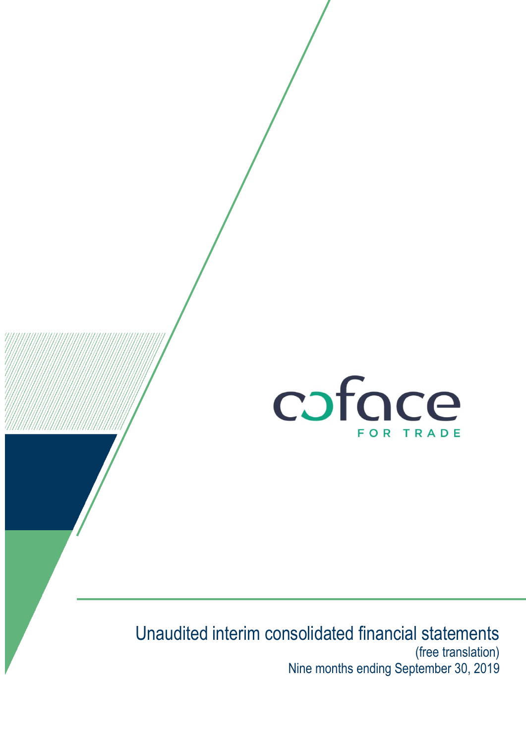coface

FOR TRADE

# Unaudited interim consolidated financial statements

(free translation)

Nine months ending September 30, 2019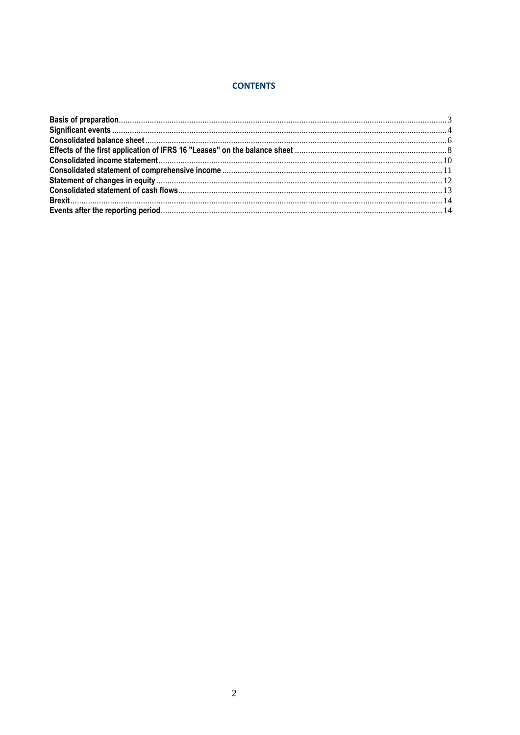## CONTENTS

| | |
|---|---|
| **Basis of preparation** | 3 |
| **Significant events** | 4 |
| **Consolidated balance sheet** | 6 |
| **Effects of the first application of IFRS 16 "Leases" on the balance sheet** | 8 |
| **Consolidated income statement** | 10 |
| **Consolidated statement of comprehensive income** | 11 |
| **Statement of changes in equity** | 12 |
| **Consolidated statement of cash flows** | 13 |
| **Brexit** | 14 |
| **Events after the reporting period** | 14 |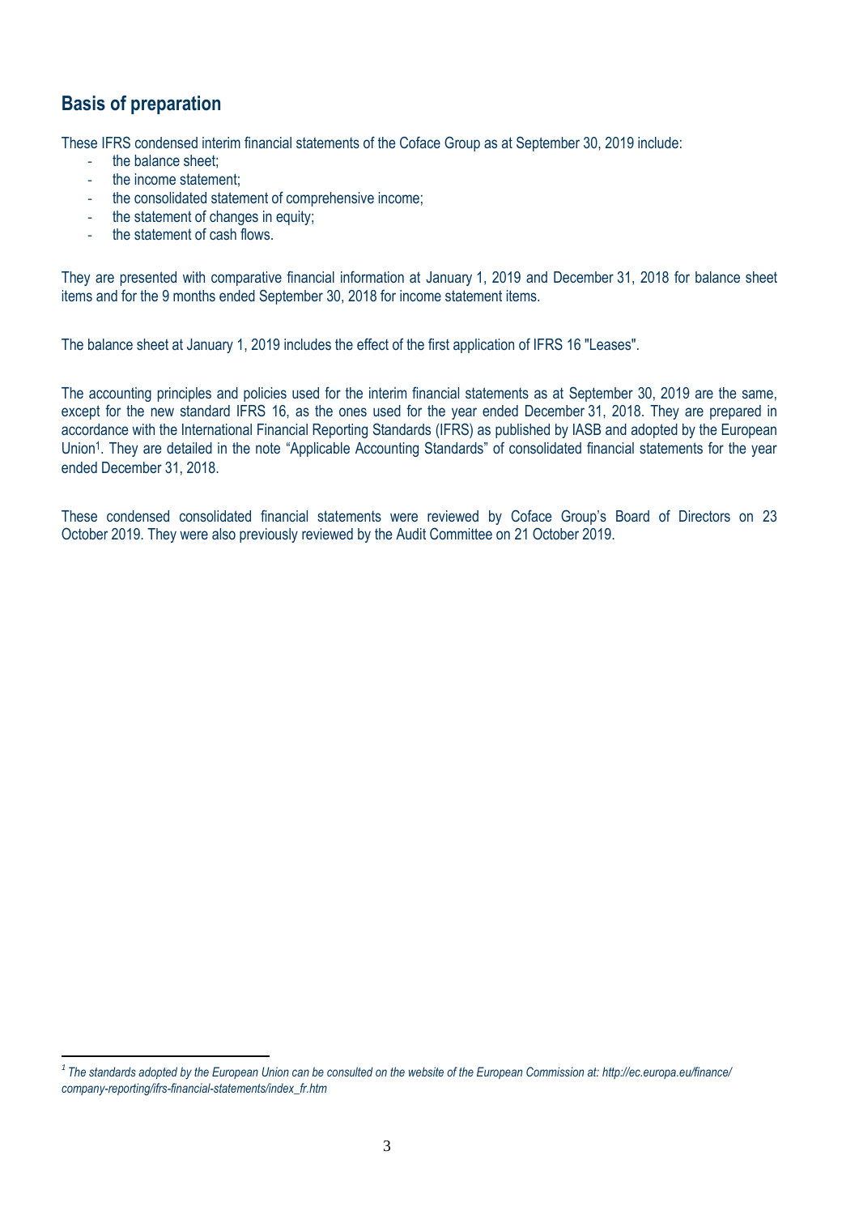## Basis of preparation

These IFRS condensed interim financial statements of the Coface Group as at September 30, 2019 include:

- the balance sheet;
- the income statement;
- the consolidated statement of comprehensive income;
- the statement of changes in equity;
- the statement of cash flows.

They are presented with comparative financial information at January 1, 2019 and December 31, 2018 for balance sheet items and for the 9 months ended September 30, 2018 for income statement items.

The balance sheet at January 1, 2019 includes the effect of the first application of IFRS 16 "Leases".

The accounting principles and policies used for the interim financial statements as at September 30, 2019 are the same, except for the new standard IFRS 16, as the ones used for the year ended December 31, 2018. They are prepared in accordance with the International Financial Reporting Standards (IFRS) as published by IASB and adopted by the European Union[1]. They are detailed in the note "Applicable Accounting Standards" of consolidated financial statements for the year ended December 31, 2018.

These condensed consolidated financial statements were reviewed by Coface Group's Board of Directors on 23 October 2019. They were also previously reviewed by the Audit Committee on 21 October 2019.

---

[1] *The standards adopted by the European Union can be consulted on the website of the European Commission at: http://ec.europa.eu/finance/company-reporting/ifrs-financial-statements/index_fr.htm*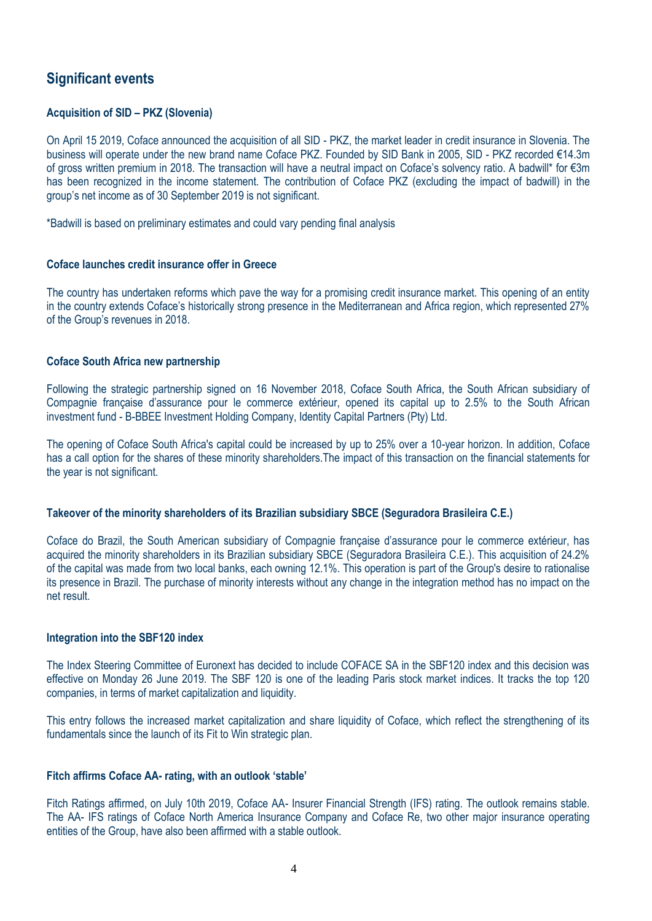## Significant events

### Acquisition of SID – PKZ (Slovenia)

On April 15 2019, Coface announced the acquisition of all SID - PKZ, the market leader in credit insurance in Slovenia. The business will operate under the new brand name Coface PKZ. Founded by SID Bank in 2005, SID - PKZ recorded €14.3m of gross written premium in 2018. The transaction will have a neutral impact on Coface's solvency ratio. A badwill* for €3m has been recognized in the income statement. The contribution of Coface PKZ (excluding the impact of badwill) in the group's net income as of 30 September 2019 is not significant.

*Badwill is based on preliminary estimates and could vary pending final analysis

### Coface launches credit insurance offer in Greece

The country has undertaken reforms which pave the way for a promising credit insurance market. This opening of an entity in the country extends Coface's historically strong presence in the Mediterranean and Africa region, which represented 27% of the Group's revenues in 2018.

### Coface South Africa new partnership

Following the strategic partnership signed on 16 November 2018, Coface South Africa, the South African subsidiary of Compagnie française d'assurance pour le commerce extérieur, opened its capital up to 2.5% to the South African investment fund - B-BBEE Investment Holding Company, Identity Capital Partners (Pty) Ltd.

The opening of Coface South Africa's capital could be increased by up to 25% over a 10-year horizon. In addition, Coface has a call option for the shares of these minority shareholders.The impact of this transaction on the financial statements for the year is not significant.

### Takeover of the minority shareholders of its Brazilian subsidiary SBCE (Seguradora Brasileira C.E.)

Coface do Brazil, the South American subsidiary of Compagnie française d'assurance pour le commerce extérieur, has acquired the minority shareholders in its Brazilian subsidiary SBCE (Seguradora Brasileira C.E.). This acquisition of 24.2% of the capital was made from two local banks, each owning 12.1%. This operation is part of the Group's desire to rationalise its presence in Brazil. The purchase of minority interests without any change in the integration method has no impact on the net result.

### Integration into the SBF120 index

The Index Steering Committee of Euronext has decided to include COFACE SA in the SBF120 index and this decision was effective on Monday 26 June 2019. The SBF 120 is one of the leading Paris stock market indices. It tracks the top 120 companies, in terms of market capitalization and liquidity.

This entry follows the increased market capitalization and share liquidity of Coface, which reflect the strengthening of its fundamentals since the launch of its Fit to Win strategic plan.

### Fitch affirms Coface AA- rating, with an outlook 'stable'

Fitch Ratings affirmed, on July 10th 2019, Coface AA- Insurer Financial Strength (IFS) rating. The outlook remains stable. The AA- IFS ratings of Coface North America Insurance Company and Coface Re, two other major insurance operating entities of the Group, have also been affirmed with a stable outlook.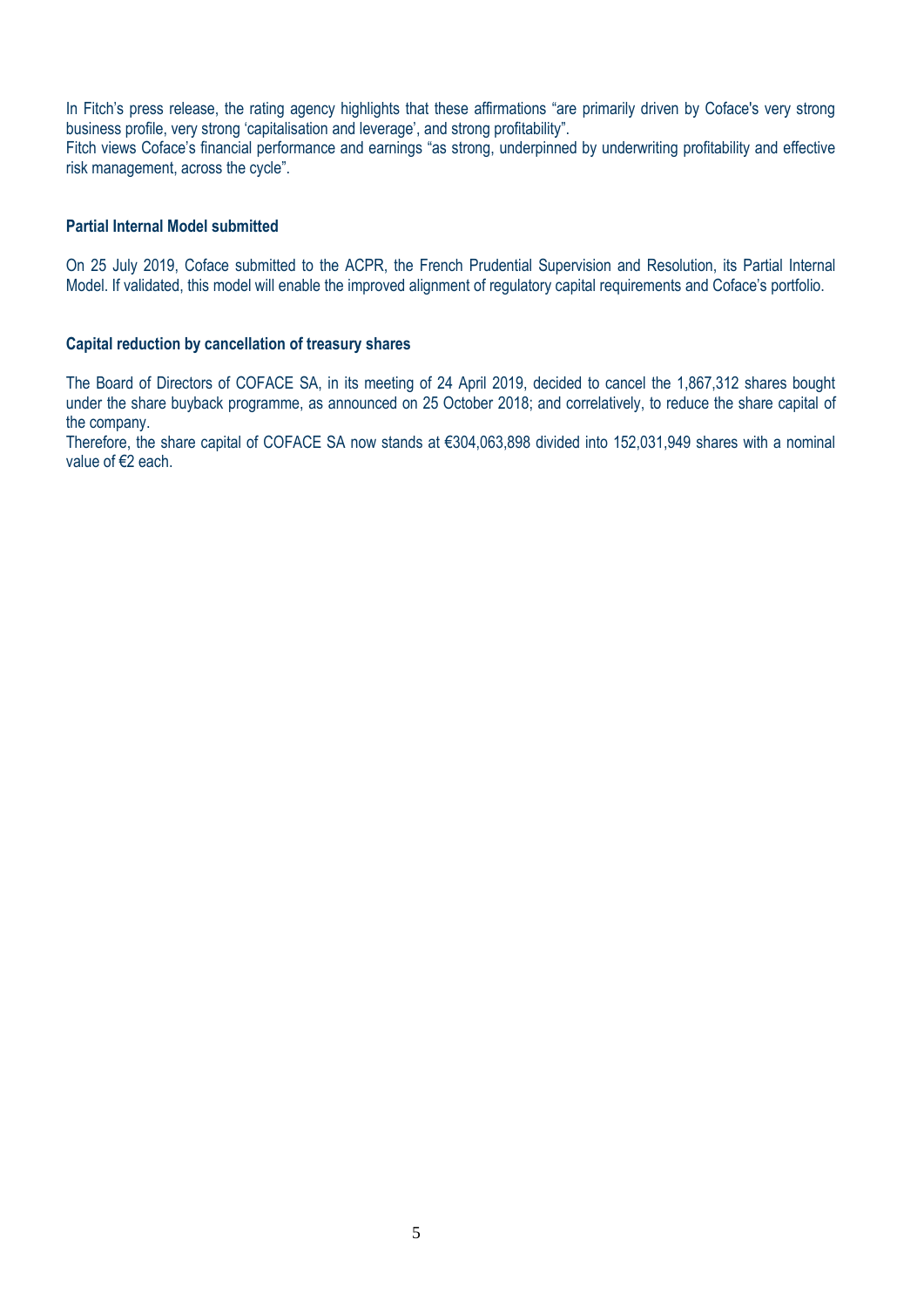In Fitch's press release, the rating agency highlights that these affirmations "are primarily driven by Coface's very strong business profile, very strong 'capitalisation and leverage', and strong profitability".
Fitch views Coface's financial performance and earnings "as strong, underpinned by underwriting profitability and effective risk management, across the cycle".

### Partial Internal Model submitted

On 25 July 2019, Coface submitted to the ACPR, the French Prudential Supervision and Resolution, its Partial Internal Model. If validated, this model will enable the improved alignment of regulatory capital requirements and Coface's portfolio.

### Capital reduction by cancellation of treasury shares

The Board of Directors of COFACE SA, in its meeting of 24 April 2019, decided to cancel the 1,867,312 shares bought under the share buyback programme, as announced on 25 October 2018; and correlatively, to reduce the share capital of the company.
Therefore, the share capital of COFACE SA now stands at €304,063,898 divided into 152,031,949 shares with a nominal value of €2 each.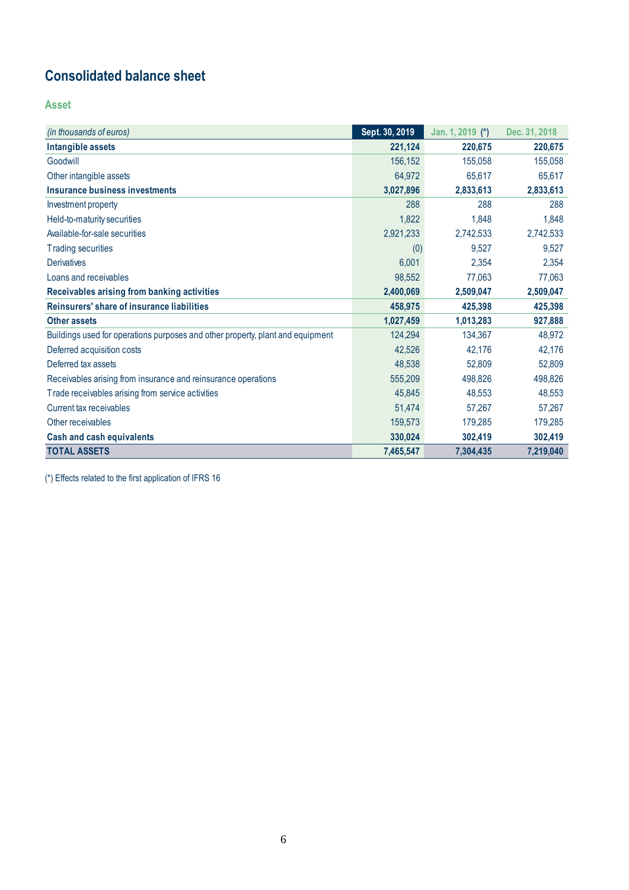# Consolidated balance sheet

## Asset

| *(in thousands of euros)* | Sept. 30, 2019 | Jan. 1, 2019 (*) | Dec. 31, 2018 |
|---|---|---|---|
| **Intangible assets** | **221,124** | **220,675** | **220,675** |
| Goodwill | 156,152 | 155,058 | 155,058 |
| Other intangible assets | 64,972 | 65,617 | 65,617 |
| **Insurance business investments** | **3,027,896** | **2,833,613** | **2,833,613** |
| Investment property | 288 | 288 | 288 |
| Held-to-maturity securities | 1,822 | 1,848 | 1,848 |
| Available-for-sale securities | 2,921,233 | 2,742,533 | 2,742,533 |
| Trading securities | (0) | 9,527 | 9,527 |
| Derivatives | 6,001 | 2,354 | 2,354 |
| Loans and receivables | 98,552 | 77,063 | 77,063 |
| **Receivables arising from banking activities** | **2,400,069** | **2,509,047** | **2,509,047** |
| **Reinsurers' share of insurance liabilities** | **458,975** | **425,398** | **425,398** |
| **Other assets** | **1,027,459** | **1,013,283** | **927,888** |
| Buildings used for operations purposes and other property, plant and equipment | 124,294 | 134,367 | 48,972 |
| Deferred acquisition costs | 42,526 | 42,176 | 42,176 |
| Deferred tax assets | 48,538 | 52,809 | 52,809 |
| Receivables arising from insurance and reinsurance operations | 555,209 | 498,826 | 498,826 |
| Trade receivables arising from service activities | 45,845 | 48,553 | 48,553 |
| Current tax receivables | 51,474 | 57,267 | 57,267 |
| Other receivables | 159,573 | 179,285 | 179,285 |
| **Cash and cash equivalents** | **330,024** | **302,419** | **302,419** |
| **TOTAL ASSETS** | **7,465,547** | **7,304,435** | **7,219,040** |

(*) Effects related to the first application of IFRS 16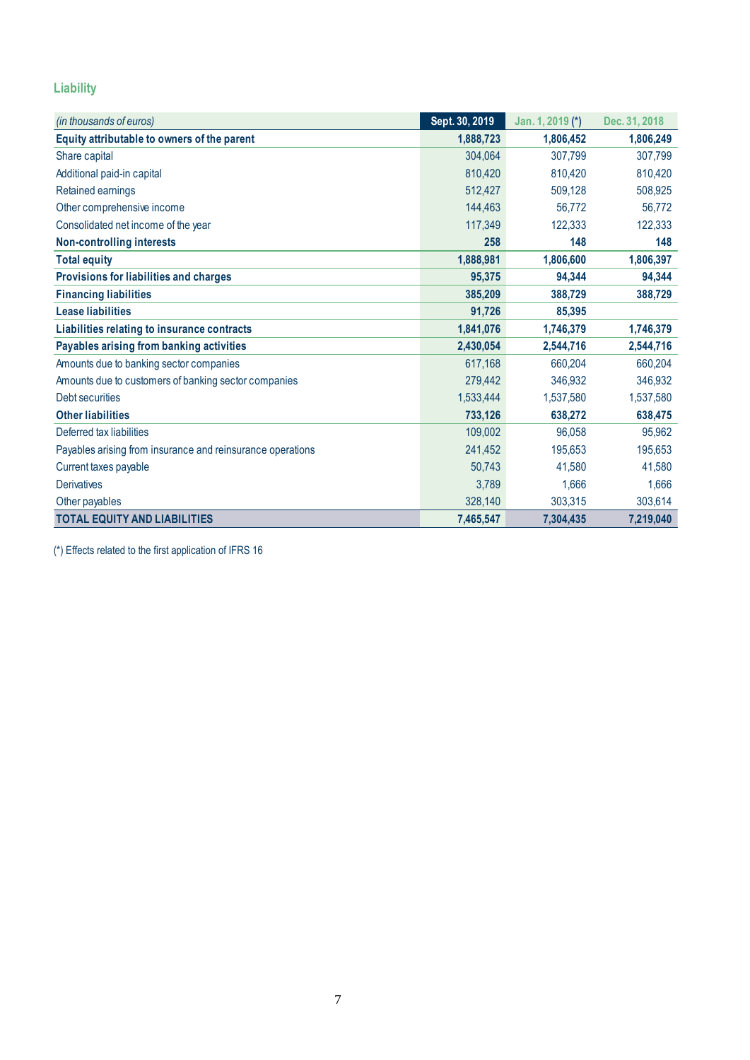## Liability

| *(in thousands of euros)* | Sept. 30, 2019 | Jan. 1, 2019 (*) | Dec. 31, 2018 |
|---|---|---|---|
| **Equity attributable to owners of the parent** | **1,888,723** | **1,806,452** | **1,806,249** |
| Share capital | 304,064 | 307,799 | 307,799 |
| Additional paid-in capital | 810,420 | 810,420 | 810,420 |
| Retained earnings | 512,427 | 509,128 | 508,925 |
| Other comprehensive income | 144,463 | 56,772 | 56,772 |
| Consolidated net income of the year | 117,349 | 122,333 | 122,333 |
| **Non-controlling interests** | **258** | **148** | **148** |
| **Total equity** | **1,888,981** | **1,806,600** | **1,806,397** |
| **Provisions for liabilities and charges** | **95,375** | **94,344** | **94,344** |
| **Financing liabilities** | **385,209** | **388,729** | **388,729** |
| **Lease liabilities** | **91,726** | **85,395** | |
| **Liabilities relating to insurance contracts** | **1,841,076** | **1,746,379** | **1,746,379** |
| **Payables arising from banking activities** | **2,430,054** | **2,544,716** | **2,544,716** |
| Amounts due to banking sector companies | 617,168 | 660,204 | 660,204 |
| Amounts due to customers of banking sector companies | 279,442 | 346,932 | 346,932 |
| Debt securities | 1,533,444 | 1,537,580 | 1,537,580 |
| **Other liabilities** | **733,126** | **638,272** | **638,475** |
| Deferred tax liabilities | 109,002 | 96,058 | 95,962 |
| Payables arising from insurance and reinsurance operations | 241,452 | 195,653 | 195,653 |
| Current taxes payable | 50,743 | 41,580 | 41,580 |
| Derivatives | 3,789 | 1,666 | 1,666 |
| Other payables | 328,140 | 303,315 | 303,614 |
| **TOTAL EQUITY AND LIABILITIES** | **7,465,547** | **7,304,435** | **7,219,040** |

(*) Effects related to the first application of IFRS 16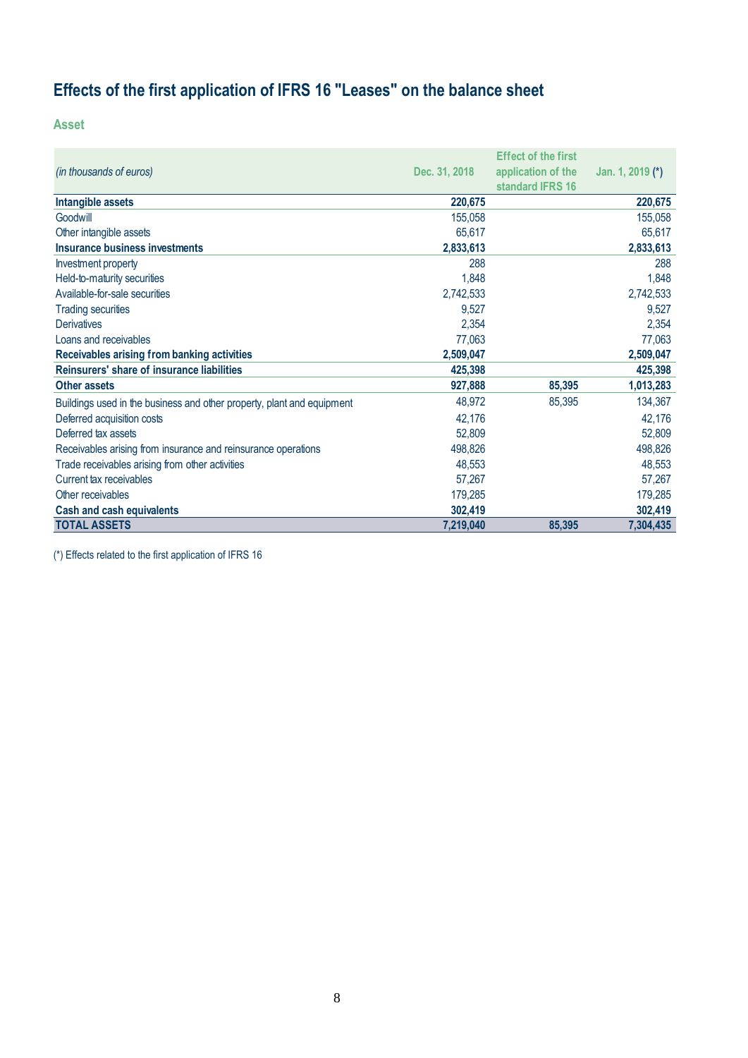# Effects of the first application of IFRS 16 "Leases" on the balance sheet

## Asset

| *(in thousands of euros)* | Dec. 31, 2018 | Effect of the first application of the standard IFRS 16 | Jan. 1, 2019 (*) |
|---|---|---|---|
| **Intangible assets** | **220,675** | | **220,675** |
| Goodwill | 155,058 | | 155,058 |
| Other intangible assets | 65,617 | | 65,617 |
| **Insurance business investments** | **2,833,613** | | **2,833,613** |
| Investment property | 288 | | 288 |
| Held-to-maturity securities | 1,848 | | 1,848 |
| Available-for-sale securities | 2,742,533 | | 2,742,533 |
| Trading securities | 9,527 | | 9,527 |
| Derivatives | 2,354 | | 2,354 |
| Loans and receivables | 77,063 | | 77,063 |
| **Receivables arising from banking activities** | **2,509,047** | | **2,509,047** |
| **Reinsurers' share of insurance liabilities** | **425,398** | | **425,398** |
| **Other assets** | **927,888** | **85,395** | **1,013,283** |
| Buildings used in the business and other property, plant and equipment | 48,972 | 85,395 | 134,367 |
| Deferred acquisition costs | 42,176 | | 42,176 |
| Deferred tax assets | 52,809 | | 52,809 |
| Receivables arising from insurance and reinsurance operations | 498,826 | | 498,826 |
| Trade receivables arising from other activities | 48,553 | | 48,553 |
| Current tax receivables | 57,267 | | 57,267 |
| Other receivables | 179,285 | | 179,285 |
| **Cash and cash equivalents** | **302,419** | | **302,419** |
| **TOTAL ASSETS** | **7,219,040** | **85,395** | **7,304,435** |

(*) Effects related to the first application of IFRS 16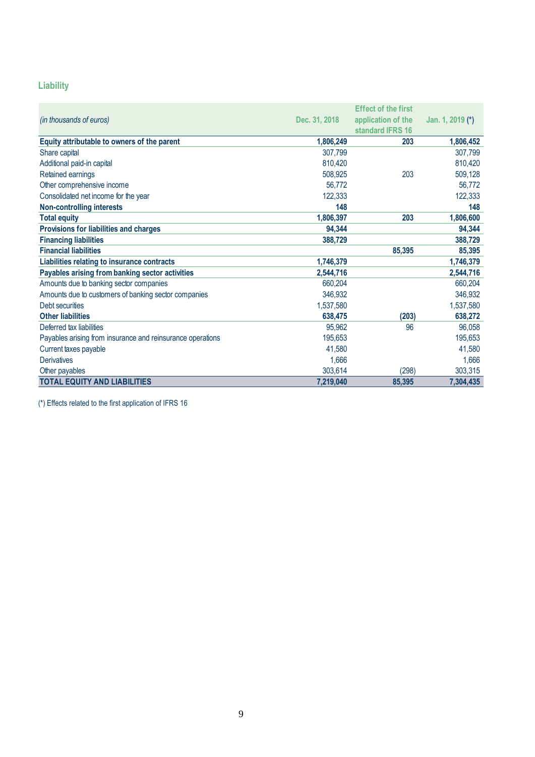## Liability

| *(in thousands of euros)* | Dec. 31, 2018 | Effect of the first application of the standard IFRS 16 | Jan. 1, 2019 (*) |
|---|---|---|---|
| **Equity attributable to owners of the parent** | **1,806,249** | **203** | **1,806,452** |
| Share capital | 307,799 | | 307,799 |
| Additional paid-in capital | 810,420 | | 810,420 |
| Retained earnings | 508,925 | 203 | 509,128 |
| Other comprehensive income | 56,772 | | 56,772 |
| Consolidated net income for the year | 122,333 | | 122,333 |
| **Non-controlling interests** | **148** | | **148** |
| **Total equity** | **1,806,397** | **203** | **1,806,600** |
| **Provisions for liabilities and charges** | **94,344** | | **94,344** |
| **Financing liabilities** | **388,729** | | **388,729** |
| **Financial liabilities** | | **85,395** | **85,395** |
| **Liabilities relating to insurance contracts** | **1,746,379** | | **1,746,379** |
| **Payables arising from banking sector activities** | **2,544,716** | | **2,544,716** |
| Amounts due to banking sector companies | 660,204 | | 660,204 |
| Amounts due to customers of banking sector companies | 346,932 | | 346,932 |
| Debt securities | 1,537,580 | | 1,537,580 |
| **Other liabilities** | **638,475** | **(203)** | **638,272** |
| Deferred tax liabilities | 95,962 | 96 | 96,058 |
| Payables arising from insurance and reinsurance operations | 195,653 | | 195,653 |
| Current taxes payable | 41,580 | | 41,580 |
| Derivatives | 1,666 | | 1,666 |
| Other payables | 303,614 | (298) | 303,315 |
| **TOTAL EQUITY AND LIABILITIES** | **7,219,040** | **85,395** | **7,304,435** |

(*) Effects related to the first application of IFRS 16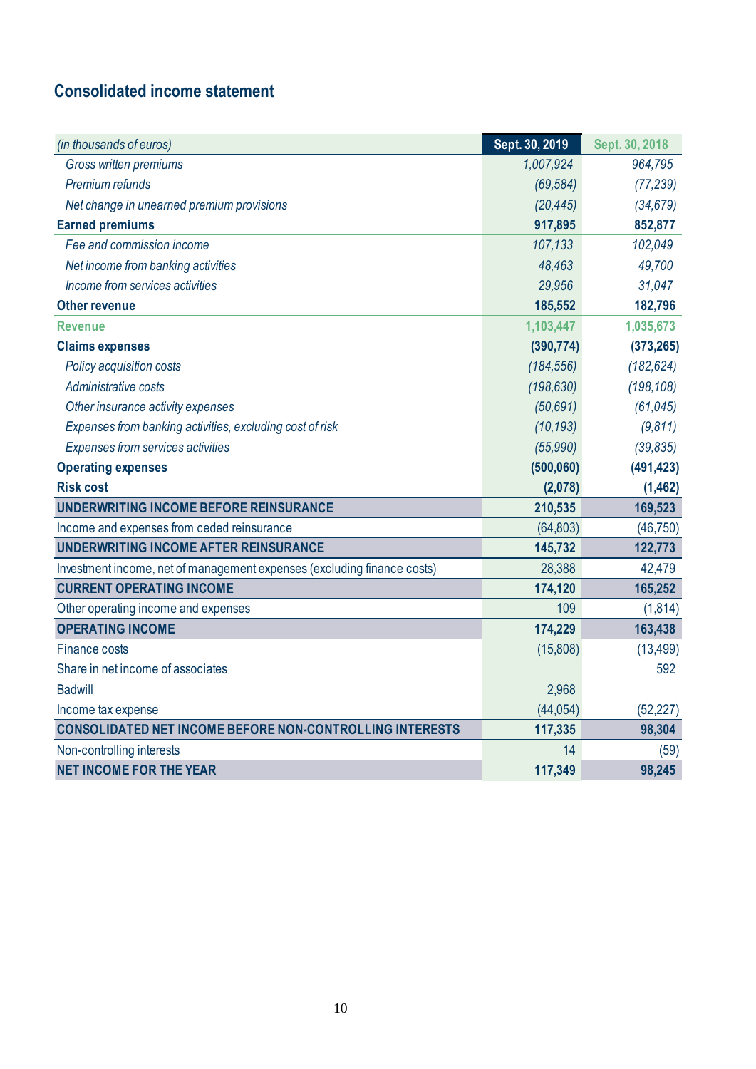## Consolidated income statement

| *(in thousands of euros)* | Sept. 30, 2019 | Sept. 30, 2018 |
|---|---|---|
| *Gross written premiums* | *1,007,924* | *964,795* |
| *Premium refunds* | *(69,584)* | *(77,239)* |
| *Net change in unearned premium provisions* | *(20,445)* | *(34,679)* |
| **Earned premiums** | **917,895** | **852,877** |
| *Fee and commission income* | *107,133* | *102,049* |
| *Net income from banking activities* | *48,463* | *49,700* |
| *Income from services activities* | *29,956* | *31,047* |
| **Other revenue** | **185,552** | **182,796** |
| **Revenue** | **1,103,447** | **1,035,673** |
| **Claims expenses** | **(390,774)** | **(373,265)** |
| *Policy acquisition costs* | *(184,556)* | *(182,624)* |
| *Administrative costs* | *(198,630)* | *(198,108)* |
| *Other insurance activity expenses* | *(50,691)* | *(61,045)* |
| *Expenses from banking activities, excluding cost of risk* | *(10,193)* | *(9,811)* |
| *Expenses from services activities* | *(55,990)* | *(39,835)* |
| **Operating expenses** | **(500,060)** | **(491,423)** |
| **Risk cost** | **(2,078)** | **(1,462)** |
| **UNDERWRITING INCOME BEFORE REINSURANCE** | **210,535** | **169,523** |
| Income and expenses from ceded reinsurance | (64,803) | (46,750) |
| **UNDERWRITING INCOME AFTER REINSURANCE** | **145,732** | **122,773** |
| Investment income, net of management expenses (excluding finance costs) | 28,388 | 42,479 |
| **CURRENT OPERATING INCOME** | **174,120** | **165,252** |
| Other operating income and expenses | 109 | (1,814) |
| **OPERATING INCOME** | **174,229** | **163,438** |
| Finance costs | (15,808) | (13,499) |
| Share in net income of associates | | 592 |
| Badwill | 2,968 | |
| Income tax expense | (44,054) | (52,227) |
| **CONSOLIDATED NET INCOME BEFORE NON-CONTROLLING INTERESTS** | **117,335** | **98,304** |
| Non-controlling interests | 14 | (59) |
| **NET INCOME FOR THE YEAR** | **117,349** | **98,245** |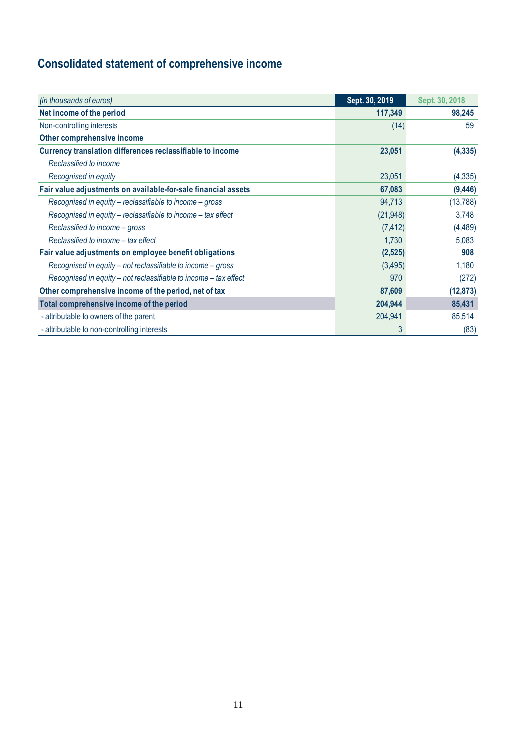## Consolidated statement of comprehensive income

| *(in thousands of euros)* | Sept. 30, 2019 | Sept. 30, 2018 |
|---|---|---|
| **Net income of the period** | **117,349** | **98,245** |
| Non-controlling interests | (14) | 59 |
| **Other comprehensive income** | | |
| **Currency translation differences reclassifiable to income** | **23,051** | **(4,335)** |
| *Reclassified to income* | | |
| *Recognised in equity* | 23,051 | (4,335) |
| **Fair value adjustments on available-for-sale financial assets** | **67,083** | **(9,446)** |
| *Recognised in equity – reclassifiable to income – gross* | 94,713 | (13,788) |
| *Recognised in equity – reclassifiable to income – tax effect* | (21,948) | 3,748 |
| *Reclassified to income – gross* | (7,412) | (4,489) |
| *Reclassified to income – tax effect* | 1,730 | 5,083 |
| **Fair value adjustments on employee benefit obligations** | **(2,525)** | **908** |
| *Recognised in equity – not reclassifiable to income – gross* | (3,495) | 1,180 |
| *Recognised in equity – not reclassifiable to income – tax effect* | 970 | (272) |
| **Other comprehensive income of the period, net of tax** | **87,609** | **(12,873)** |
| **Total comprehensive income of the period** | **204,944** | **85,431** |
| - attributable to owners of the parent | 204,941 | 85,514 |
| - attributable to non-controlling interests | 3 | (83) |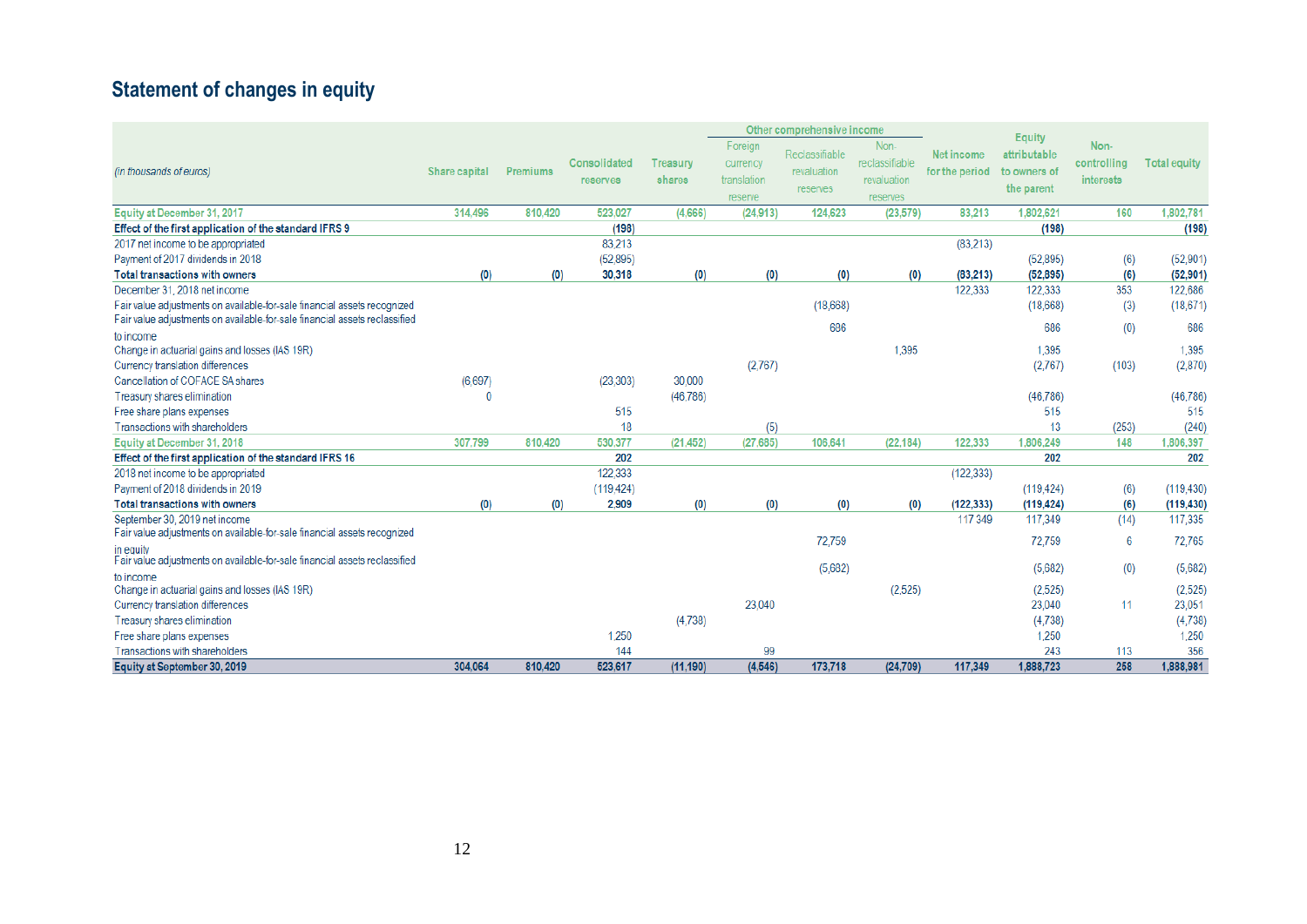## Statement of changes in equity

| *(in thousands of euros)* | Share capital | Premiums | Consolidated reserves | Treasury shares | Other comprehensive income: Foreign currency translation reserve | Other comprehensive income: Reclassifiable revaluation reserves | Other comprehensive income: Non-reclassifiable revaluation reserves | Net income for the period | Equity attributable to owners of the parent | Non-controlling interests | Total equity |
|---|---|---|---|---|---|---|---|---|---|---|---|
| Equity at December 31, 2017 | 314,496 | 810,420 | 523,027 | (4,666) | (24,913) | 124,623 | (23,579) | 83,213 | 1,802,621 | 160 | 1,802,781 |
| **Effect of the first application of the standard IFRS 9** | | | **(198)** | | | | | | **(198)** | | **(198)** |
| 2017 net income to be appropriated | | | 83,213 | | | | | (83,213) | | | |
| Payment of 2017 dividends in 2018 | | | (52,895) | | | | | | (52,895) | (6) | (52,901) |
| **Total transactions with owners** | **(0)** | **(0)** | **30,318** | **(0)** | **(0)** | **(0)** | **(0)** | **(83,213)** | **(52,895)** | **(6)** | **(52,901)** |
| December 31, 2018 net income | | | | | | | | 122,333 | 122,333 | 353 | 122,686 |
| Fair value adjustments on available-for-sale financial assets recognized | | | | | | (18,668) | | | (18,668) | (3) | (18,671) |
| Fair value adjustments on available-for-sale financial assets reclassified to income | | | | | | 686 | | | 686 | (0) | 686 |
| Change in actuarial gains and losses (IAS 19R) | | | | | | | 1,395 | | 1,395 | | 1,395 |
| Currency translation differences | | | | | (2,767) | | | | (2,767) | (103) | (2,870) |
| Cancellation of COFACE SA shares | (6,697) | | (23,303) | 30,000 | | | | | | | |
| Treasury shares elimination | 0 | | | (46,786) | | | | | (46,786) | | (46,786) |
| Free share plans expenses | | | 515 | | | | | | 515 | | 515 |
| Transactions with shareholders | | | 18 | | (5) | | | | 13 | (253) | (240) |
| Equity at December 31, 2018 | 307,799 | 810,420 | 530,377 | (21,452) | (27,685) | 106,641 | (22,184) | 122,333 | 1,806,249 | 148 | 1,806,397 |
| **Effect of the first application of the standard IFRS 16** | | | **202** | | | | | | **202** | | **202** |
| 2018 net income to be appropriated | | | 122,333 | | | | | (122,333) | | | |
| Payment of 2018 dividends in 2019 | | | (119,424) | | | | | | (119,424) | (6) | (119,430) |
| **Total transactions with owners** | **(0)** | **(0)** | **2,909** | **(0)** | **(0)** | **(0)** | **(0)** | **(122,333)** | **(119,424)** | **(6)** | **(119,430)** |
| September 30, 2019 net income | | | | | | | | 117 349 | 117,349 | (14) | 117,335 |
| Fair value adjustments on available-for-sale financial assets recognized in equity | | | | | | 72,759 | | | 72,759 | 6 | 72,765 |
| Fair value adjustments on available-for-sale financial assets reclassified to income | | | | | | (5,682) | | | (5,682) | (0) | (5,682) |
| Change in actuarial gains and losses (IAS 19R) | | | | | | | (2,525) | | (2,525) | | (2,525) |
| Currency translation differences | | | | | 23,040 | | | | 23,040 | 11 | 23,051 |
| Treasury shares elimination | | | | (4,738) | | | | | (4,738) | | (4,738) |
| Free share plans expenses | | | 1,250 | | | | | | 1,250 | | 1,250 |
| Transactions with shareholders | | | 144 | | 99 | | | | 243 | 113 | 356 |
| **Equity at September 30, 2019** | **304,064** | **810,420** | **523,617** | **(11,190)** | **(4,546)** | **173,718** | **(24,709)** | **117,349** | **1,888,723** | **258** | **1,888,981** |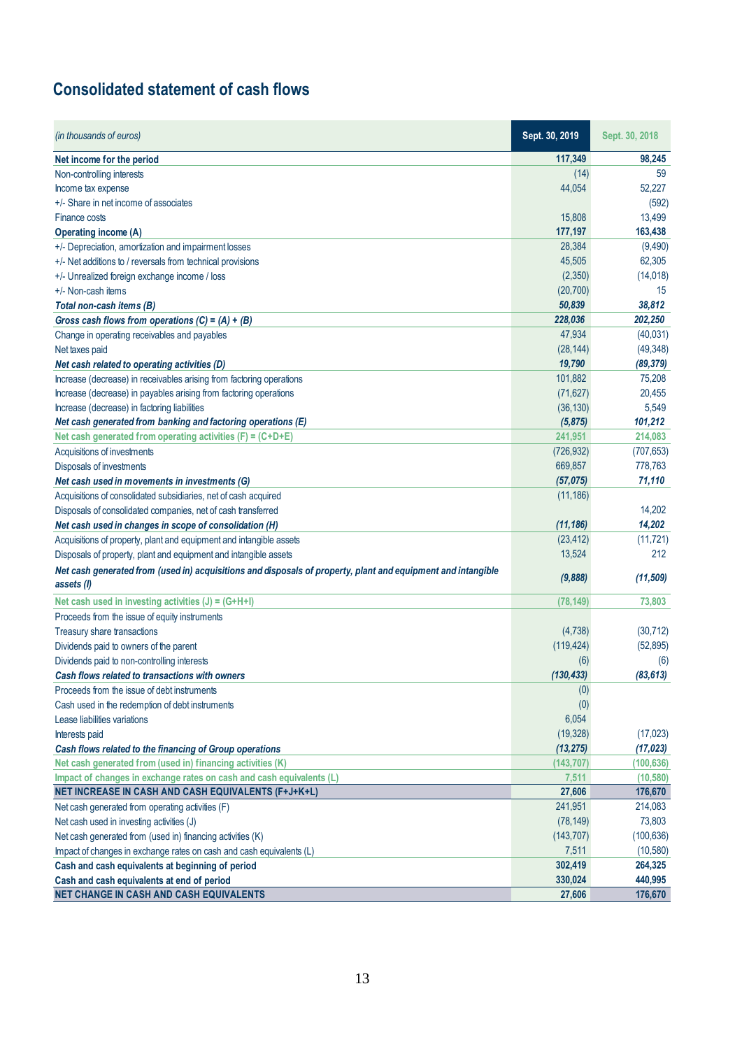## Consolidated statement of cash flows

| *(in thousands of euros)* | Sept. 30, 2019 | Sept. 30, 2018 |
|---|---|---|
| **Net income for the period** | **117,349** | **98,245** |
| Non-controlling interests | (14) | 59 |
| Income tax expense | 44,054 | 52,227 |
| +/- Share in net income of associates | | (592) |
| Finance costs | 15,808 | 13,499 |
| **Operating income (A)** | **177,197** | **163,438** |
| +/- Depreciation, amortization and impairment losses | 28,384 | (9,490) |
| +/- Net additions to / reversals from technical provisions | 45,505 | 62,305 |
| +/- Unrealized foreign exchange income / loss | (2,350) | (14,018) |
| +/- Non-cash items | (20,700) | 15 |
| ***Total non-cash items (B)*** | ***50,839*** | ***38,812*** |
| ***Gross cash flows from operations (C) = (A) + (B)*** | ***228,036*** | ***202,250*** |
| Change in operating receivables and payables | 47,934 | (40,031) |
| Net taxes paid | (28,144) | (49,348) |
| ***Net cash related to operating activities (D)*** | ***19,790*** | ***(89,379)*** |
| Increase (decrease) in receivables arising from factoring operations | 101,882 | 75,208 |
| Increase (decrease) in payables arising from factoring operations | (71,627) | 20,455 |
| Increase (decrease) in factoring liabilities | (36,130) | 5,549 |
| ***Net cash generated from banking and factoring operations (E)*** | ***(5,875)*** | ***101,212*** |
| **Net cash generated from operating activities (F) = (C+D+E)** | **241,951** | **214,083** |
| Acquisitions of investments | (726,932) | (707,653) |
| Disposals of investments | 669,857 | 778,763 |
| ***Net cash used in movements in investments (G)*** | ***(57,075)*** | ***71,110*** |
| Acquisitions of consolidated subsidiaries, net of cash acquired | (11,186) | |
| Disposals of consolidated companies, net of cash transferred | | 14,202 |
| ***Net cash used in changes in scope of consolidation (H)*** | ***(11,186)*** | ***14,202*** |
| Acquisitions of property, plant and equipment and intangible assets | (23,412) | (11,721) |
| Disposals of property, plant and equipment and intangible assets | 13,524 | 212 |
| ***Net cash generated from (used in) acquisitions and disposals of property, plant and equipment and intangible assets (I)*** | ***(9,888)*** | ***(11,509)*** |
| **Net cash used in investing activities (J) = (G+H+I)** | **(78,149)** | **73,803** |
| Proceeds from the issue of equity instruments | | |
| Treasury share transactions | (4,738) | (30,712) |
| Dividends paid to owners of the parent | (119,424) | (52,895) |
| Dividends paid to non-controlling interests | (6) | (6) |
| ***Cash flows related to transactions with owners*** | ***(130,433)*** | ***(83,613)*** |
| Proceeds from the issue of debt instruments | (0) | |
| Cash used in the redemption of debt instruments | (0) | |
| Lease liabilities variations | 6,054 | |
| Interests paid | (19,328) | (17,023) |
| ***Cash flows related to the financing of Group operations*** | ***(13,275)*** | ***(17,023)*** |
| **Net cash generated from (used in) financing activities (K)** | **(143,707)** | **(100,636)** |
| **Impact of changes in exchange rates on cash and cash equivalents (L)** | **7,511** | **(10,580)** |
| **NET INCREASE IN CASH AND CASH EQUIVALENTS (F+J+K+L)** | **27,606** | **176,670** |
| Net cash generated from operating activities (F) | 241,951 | 214,083 |
| Net cash used in investing activities (J) | (78,149) | 73,803 |
| Net cash generated from (used in) financing activities (K) | (143,707) | (100,636) |
| Impact of changes in exchange rates on cash and cash equivalents (L) | 7,511 | (10,580) |
| **Cash and cash equivalents at beginning of period** | **302,419** | **264,325** |
| **Cash and cash equivalents at end of period** | **330,024** | **440,995** |
| **NET CHANGE IN CASH AND CASH EQUIVALENTS** | **27,606** | **176,670** |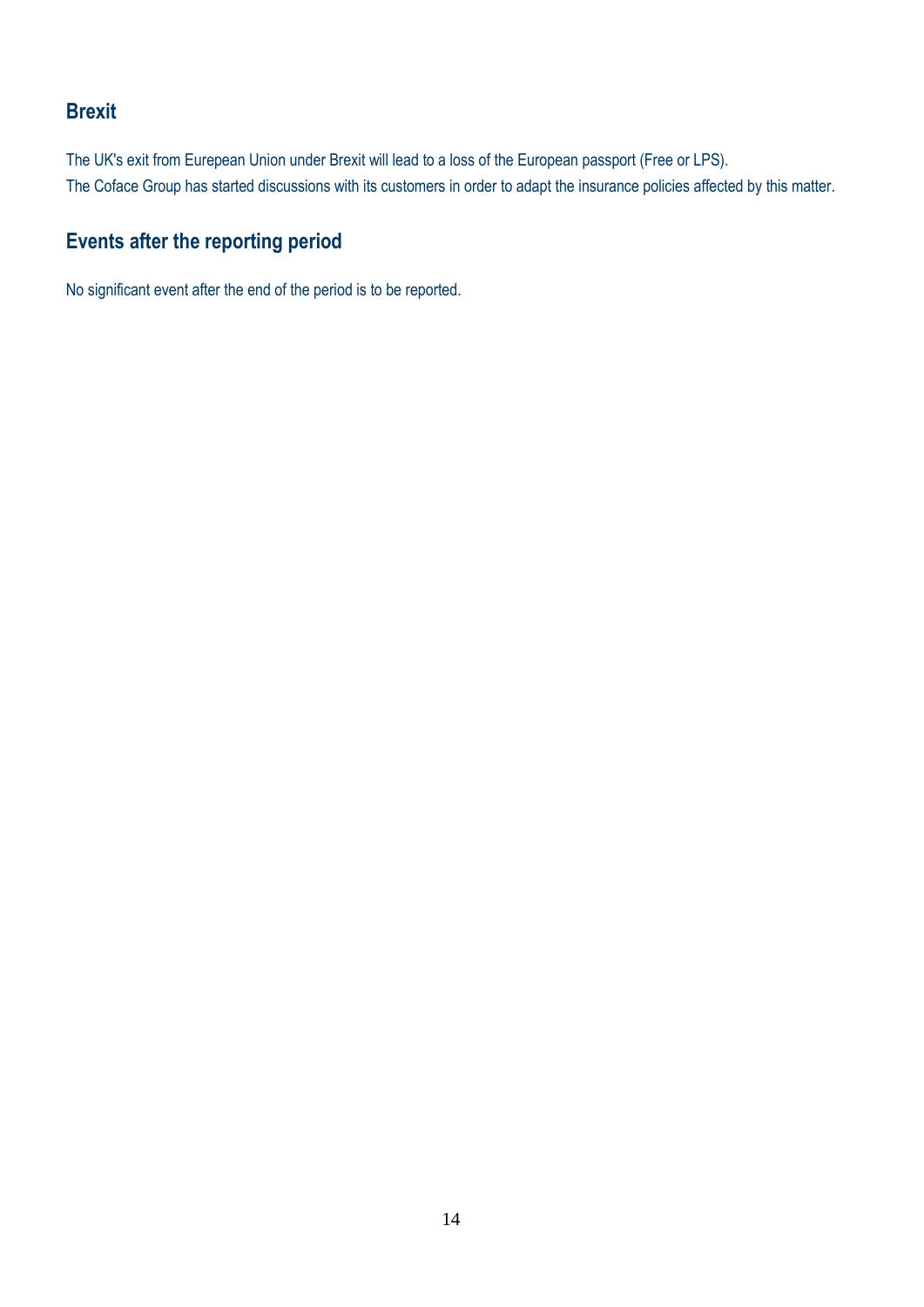## Brexit

The UK's exit from Eurepean Union under Brexit will lead to a loss of the European passport (Free or LPS).
The Coface Group has started discussions with its customers in order to adapt the insurance policies affected by this matter.

## Events after the reporting period

No significant event after the end of the period is to be reported.